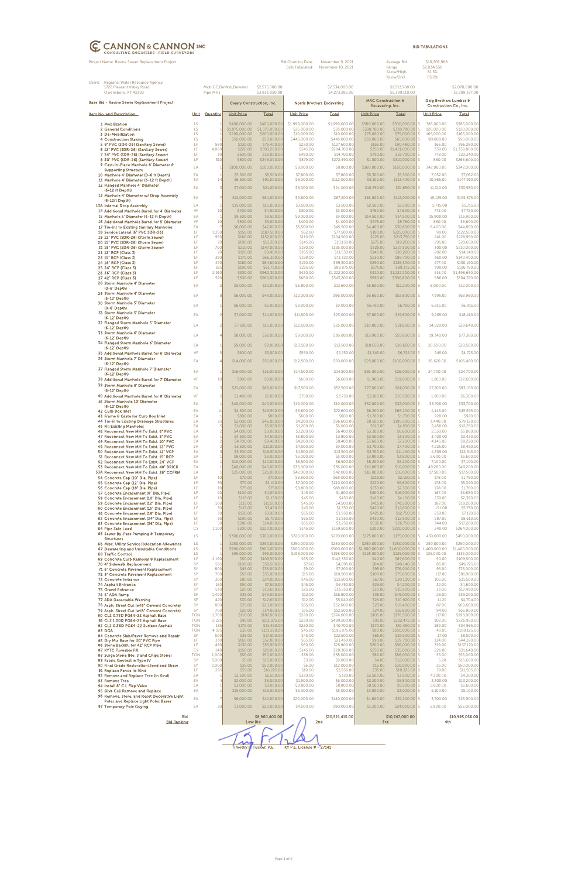# CANNON & CANNON INC

CONSULTING ENGINEERS · FIELD SURVEYORS

**BID TABULATIONS**

Project Name: Ravine Sewer Replacement Project

Bid Opening Date: November 9, 2021
Bids Tabulated: November 10, 2021

Average Bid: $10,305,968
Range: $2,034,656
%Low/High: 81.5%
%Low/2nd: 85.2%

Client: Regional Water Resource Agency
1722 Pleasant Valley Road
Owensboro, KY 42303

Mob,GC,DeMob,Dewater: $2,575,000.00 | $2,534,000.00 | $2,513,780.00 | $2,070,000.00
Pipe MHs: $3,933,050.00 | $4,273,285.00 | $5,399,110.00 | $5,789,377.00

| Base Bid - Ravine Sewer Replacement Project | | | Cleary Construction, Inc. | | Norris Brothers Excavating | | MAC Construction & Excavating, Inc. | | Deig Brothers Lumber & Construction Co., Inc. | |
|---|---|---|---|---|---|---|---|---|---|---|
| **Item No. and Description** | **Unit** | **Quantity** | **Unit Price** | **Total** | **Unit Price** | **Total** | **Unit Price** | **Total** | **Unit Price** | **Total** |
| 1 Mobilization | LS | 1 | $400,000.00 | $400,000.00 | $1,999,000.00 | $1,999,000.00 | $500,000.00 | $500,000.00 | $ 385,000.00 | $385,000.00 |
| 2 General Conditions | LS | 1 | $1,075,000.00 | $1,075,000.00 | $25,000.00 | $25,000.00 | $338,780.00 | $338,780.00 | $ 120,000.00 | $120,000.00 |
| 3 De-Mobilization | LS | 1 | $200,000.00 | $200,000.00 | $10,000.00 | $10,000.00 | $75,000.00 | $75,000.00 | $ 165,000.00 | $165,000.00 |
| 4 Construction Staking | LS | 1 | $50,000.00 | $50,000.00 | $445,000.00 | $445,000.00 | $65,000.00 | $65,000.00 | $ 90,000.00 | $90,000.00 |
| 5 8" PVC (SDR-26) (Sanitary Sewer) | LF | 580 | $130.00 | $75,400.00 | $220.00 | $127,600.00 | $156.00 | $90,480.00 | $ 166.00 | $96,280.00 |
| 6 12" PVC (SDR-26) (Sanitary Sewer) | LF | 4,060 | $220.00 | $893,200.00 | $245.00 | $994,700.00 | $350.00 | $1,421,000.00 | $ 330.00 | $1,339,800.00 |
| 7 24" PVC (SDR-26) (Sanitary Sewer) | LF | 30 | $600.00 | $18,000.00 | $490.00 | $14,700.00 | $790.00 | $23,700.00 | $ 778.00 | $23,340.00 |
| 8 30" PVC (SDR-26) (Sanitary Sewer) | LF | 310 | $800.00 | $248,000.00 | $879.00 | $272,490.00 | $1,000.00 | $310,000.00 | $ 860.00 | $266,600.00 |
| 9 Cast-In-Place Manhole 8' Diameter & Supporting Structure | EA | 1 | $100,000.00 | $100,000.00 | $8,800.00 | $8,800.00 | $160,000.00 | $160,000.00 | $ 342,000.00 | $342,000.00 |
| 10 Manhole 4' Diameter (0-6 ft Depth) | EA | 1 | $5,500.00 | $5,500.00 | $7,800.00 | $7,800.00 | $5,300.00 | $5,300.00 | $ 7,052.00 | $7,052.00 |
| 11 Manhole 4' Diameter (6-12 ft Depth) | EA | 14 | $6,500.00 | $91,000.00 | $8,000.00 | $112,000.00 | $8,100.00 | $113,400.00 | $ 10,565.00 | $147,910.00 |
| 12 Flanged Manhole 4' Diameter (6-12 ft Depth) | EA | 3 | $7,000.00 | $21,000.00 | $8,000.00 | $24,000.00 | $10,550.00 | $31,650.00 | $ 11,310.00 | $33,930.00 |
| 13 Manhole 4' Diameter w/ Drop Assembly (6-12ft Depth) | EA | 7 | $12,000.00 | $84,000.00 | $9,600.00 | $67,200.00 | $16,000.00 | $112,000.00 | $ 15,125.00 | $105,875.00 |
| 13A Internal Drop Assembly | EA | 1 | $15,000.00 | $15,000.00 | $3,500.00 | $3,500.00 | $2,500.00 | $2,500.00 | $ 5,715.00 | $5,715.00 |
| 14 Additional Manhole Barrel for 4' Diameter | VF | 10 | $400.00 | $4,000.00 | $300.00 | $3,000.00 | $760.00 | $7,600.00 | $ 772.00 | $7,720.00 |
| 15 Manhole 5' Diameter (6-12 ft Depth) | EA | 1 | $9,500.00 | $9,500.00 | $9,000.00 | $9,000.00 | $14,500.00 | $14,500.00 | $ 15,900.00 | $15,900.00 |
| 16 Additional Manhole Barrel for 5' Diameter | VF | 10 | $500.00 | $5,000.00 | $400.00 | $4,000.00 | $876.00 | $8,760.00 | $ 860.00 | $8,600.00 |
| 17 Tie-ins to Existing Sanitary Manholes | EA | 7 | $6,000.00 | $42,000.00 | $6,500.00 | $45,500.00 | $4,400.00 | $30,800.00 | $ 6,400.00 | $44,800.00 |
| 18 Service Lateral (6" PVC SDR-26) | LF | 1,250 | $150.00 | $187,500.00 | $62.00 | $77,500.00 | $180.00 | $225,000.00 | $ 98.00 | $122,500.00 |
| 19 12" PVC (SDR-26) (Storm Sewer) | LF | 950 | $160.00 | $152,000.00 | $110.00 | $104,500.00 | $225.00 | $213,750.00 | $ 241.00 | $228,950.00 |
| 20 15" PVC (SDR-26) (Storm Sewer) | LF | 70 | $190.00 | $13,300.00 | $145.00 | $10,150.00 | $275.00 | $19,250.00 | $ 295.00 | $20,650.00 |
| 21 18" PVC (SDR-26) (Storm Sewer) | LF | 700 | $210.00 | $147,000.00 | $180.00 | $126,000.00 | $325.00 | $227,500.00 | $ 300.00 | $210,000.00 |
| 22 12" RCP (Class 3) | LF | 70 | $120.00 | $8,400.00 | $165.00 | $11,550.00 | $146.00 | $10,220.00 | $ 202.00 | $14,140.00 |
| 23 15" RCP (Class 3) | LF | 390 | $170.00 | $66,300.00 | $188.00 | $73,320.00 | $230.00 | $89,700.00 | $ 360.00 | $140,400.00 |
| 24 18" RCP (Class 3) | LF | 470 | $180.00 | $84,600.00 | $190.00 | $89,300.00 | $290.00 | $136,300.00 | $ 277.00 | $130,190.00 |
| 25 24" RCP (Class 3) | LF | 325 | $190.00 | $61,750.00 | $255.00 | $82,875.00 | $275.00 | $89,375.00 | $ 390.00 | $126,750.00 |
| 26 36" RCP (Class 3) | LF | 2,910 | $330.00 | $960,300.00 | $420.00 | $1,222,200.00 | $420.00 | $1,222,200.00 | $ 515.00 | $1,498,650.00 |
| 27 42" RCP (Class 3) | LF | 520 | $500.00 | $260,000.00 | $660.00 | $343,200.00 | $590.00 | $306,800.00 | $ 586.00 | $304,720.00 |
| 28 Storm Manhole 4' Diameter (0-6' Depth) | EA | 2 | $5,000.00 | $10,000.00 | $6,800.00 | $13,600.00 | $5,600.00 | $11,200.00 | $ 6,000.00 | $12,000.00 |
| 29 Storm Manhole 4' Diameter (6-12' Depth) | EA | 8 | $6,000.00 | $48,000.00 | $12,000.00 | $96,000.00 | $6,600.00 | $52,800.00 | $ 7,995.00 | $63,960.00 |
| 30 Storm Manhole 5' Diameter (0-6' Depth) | EA | 1 | $6,000.00 | $6,000.00 | $9,000.00 | $9,000.00 | $6,750.00 | $6,750.00 | $ 6,915.00 | $6,915.00 |
| 31 Storm Manhole 5' Diameter (6-12' Depth) | EA | 2 | $7,000.00 | $14,000.00 | $11,500.00 | $23,000.00 | $7,800.00 | $15,600.00 | $ 9,205.00 | $18,410.00 |
| 32 Flanged Storm Manhole 5' Diameter (6-12' Depth) | EA | 2 | $7,500.00 | $15,000.00 | $12,500.00 | $25,000.00 | $10,800.00 | $21,600.00 | $ 14,820.00 | $29,640.00 |
| 33 Storm Manhole 6' Diameter (6-12' Depth) | EA | 4 | $8,000.00 | $32,000.00 | $9,000.00 | $36,000.00 | $13,900.00 | $55,600.00 | $ 19,340.00 | $77,360.00 |
| 34 Flanged Storm Manhole 6' Diameter (6-12' Depth) | EA | 1 | $9,000.00 | $9,000.00 | $13,500.00 | $13,500.00 | $18,650.00 | $18,650.00 | $ 20,500.00 | $20,500.00 |
| 35 Additional Manhole Barrel for 6' Diameter | VF | 5 | $600.00 | $3,000.00 | $550.00 | $2,750.00 | $1,345.00 | $6,725.00 | $ 945.00 | $4,725.00 |
| 36 Storm Manhole 7' Diameter (6-12' Depth) | EA | 4 | $14,000.00 | $56,000.00 | $12,500.00 | $50,000.00 | $25,000.00 | $100,000.00 | $ 26,620.00 | $106,480.00 |
| 37 Flanged Storm Manhole 7' Diameter (6-12' Depth) | EA | 1 | $16,000.00 | $16,000.00 | $14,500.00 | $14,500.00 | $26,000.00 | $26,000.00 | $ 24,700.00 | $24,700.00 |
| 38 Additional Manhole Barrel for 7' Diameter | VF | 10 | $800.00 | $8,000.00 | $660.00 | $6,600.00 | $1,900.00 | $19,000.00 | $ 1,260.00 | $12,600.00 |
| 39 Storm Manhole 8' Diameter (6-12' Depth) | EA | 3 | $22,000.00 | $66,000.00 | $17,500.00 | $52,500.00 | $27,000.00 | $81,000.00 | $ 27,700.00 | $83,100.00 |
| 40 Additional Manhole Barrel for 8' Diameter | VF | 5 | $1,400.00 | $7,000.00 | $750.00 | $3,750.00 | $2,100.00 | $10,500.00 | $ 1,260.00 | $6,300.00 |
| 41 Storm Manhole 10' Diameter (6-12' Depth) | EA | 1 | $40,000.00 | $40,000.00 | $19,000.00 | $19,000.00 | $32,000.00 | $32,000.00 | $ 33,700.00 | $33,700.00 |
| 42 Curb Box Inlet | EA | 11 | $4,500.00 | $49,500.00 | $6,600.00 | $72,600.00 | $6,200.00 | $68,200.00 | $ 4,145.00 | $45,595.00 |
| 43 Frame & Grate for Curb Box Inlet | EA | 1 | $800.00 | $800.00 | $600.00 | $600.00 | $1,700.00 | $1,700.00 | $ 920.00 | $920.00 |
| 44 Tie-In to Existing Drainage Structures | EA | 23 | $2,000.00 | $46,000.00 | $4,200.00 | $96,600.00 | $8,500.00 | $195,500.00 | $ 3,440.00 | $79,120.00 |
| 45 Fill Existing Manholes | EA | 5 | $1,000.00 | $5,000.00 | $1,200.00 | $6,000.00 | $910.00 | $4,550.00 | $ 2,450.00 | $12,250.00 |
| 46 Reconnect New MH To Exist. 6" PVC | EA | 2 | $4,000.00 | $8,000.00 | $3,200.00 | $6,400.00 | $3,300.00 | $6,600.00 | $ 2,530.00 | $5,060.00 |
| 47 Reconnect New MH To Exist. 8" PVC | EA | 1 | $4,500.00 | $4,500.00 | $3,800.00 | $3,800.00 | $3,500.00 | $3,500.00 | $ 3,420.00 | $3,420.00 |
| 48 Reconnect New MH To Exist. 10" PVC | EA | 2 | $4,700.00 | $9,400.00 | $4,200.00 | $8,400.00 | $3,600.00 | $7,200.00 | $ 4,145.00 | $8,290.00 |
| 49 Reconnect New MH To Exist. 12" PVC | EA | 2 | $5,500.00 | $11,000.00 | $4,500.00 | $9,000.00 | $3,700.00 | $7,400.00 | $ 4,225.00 | $8,450.00 |
| 50 Reconnect New MH To Exist. 12" VCP | EA | 3 | $5,500.00 | $16,500.00 | $4,500.00 | $13,500.00 | $3,700.00 | $11,100.00 | $ 4,305.00 | $12,915.00 |
| 51 Reconnect New MH To Exist. 15" RCP | EA | 1 | $8,000.00 | $8,000.00 | $5,000.00 | $5,000.00 | $3,800.00 | $3,800.00 | $ 5,600.00 | $5,600.00 |
| 52 Reconnect New MH To Exist. 24" VCP | EA | 1 | $10,000.00 | $10,000.00 | $6,500.00 | $6,500.00 | $8,200.00 | $8,200.00 | $ 7,100.00 | $7,100.00 |
| 53 Reconnect New MH To Exist. 48" BRICK | EA | 1 | $40,000.00 | $40,000.00 | $36,000.00 | $36,000.00 | $10,000.00 | $10,000.00 | $ 49,200.00 | $49,200.00 |
| 53A Reconnect New MH To Exist. 36" CCFRM | EA | 1 | $25,000.00 | $25,000.00 | $42,000.00 | $42,000.00 | $16,000.00 | $16,000.00 | $ 17,500.00 | $17,500.00 |
| 54 Concrete Cap (10" Dia. Pipe) | LF | 10 | $70.00 | $700.00 | $6,800.00 | $68,000.00 | $215.00 | $2,150.00 | $ 178.00 | $1,780.00 |
| 55 Concrete Cap (12" Dia. Pipe) | LF | 30 | $70.00 | $2,100.00 | $7,000.00 | $210,000.00 | $220.00 | $6,600.00 | $ 178.00 | $5,340.00 |
| 56 Concrete Cap (18" Dia. Pipe) | LF | 10 | $75.00 | $750.00 | $8,800.00 | $88,000.00 | $230.00 | $2,300.00 | $ 178.00 | $1,780.00 |
| 57 Concrete Encasement (8" Dia. Pipe) | LF | 40 | $100.00 | $4,000.00 | $45.00 | $1,800.00 | $400.00 | $16,000.00 | $ 167.00 | $6,680.00 |
| 58 Concrete Encasement (10" Dia. Pipe) | LF | 10 | $115.00 | $1,150.00 | $45.00 | $450.00 | $410.00 | $4,100.00 | $ 239.00 | $2,390.00 |
| 59 Concrete Encasement (12" Dia. Pipe) | LF | 100 | $115.00 | $11,500.00 | $45.00 | $4,500.00 | $415.00 | $41,500.00 | $ 182.00 | $18,200.00 |
| 60 Concrete Encasement (15" Dia. Pipe) | LF | 30 | $115.00 | $3,450.00 | $45.00 | $1,350.00 | $420.00 | $12,600.00 | $ 191.00 | $5,730.00 |
| 61 Concrete Encasement (18" Dia. Pipe) | LF | 30 | $130.00 | $3,900.00 | $65.00 | $1,950.00 | $425.00 | $12,750.00 | $ 239.00 | $7,170.00 |
| 62 Concrete Encasement (24" Dia. Pipe) | LF | 30 | $190.00 | $5,700.00 | $65.00 | $1,950.00 | $430.00 | $12,900.00 | $ 287.00 | $8,610.00 |
| 63 Concrete Encasement (36" Dia. Pipe) | LF | 50 | $280.00 | $14,000.00 | $65.00 | $3,250.00 | $535.00 | $26,750.00 | $ 344.00 | $17,200.00 |
| 64 Pipe Safe Load | CY | 1,100 | $200.00 | $220,000.00 | $145.00 | $159,500.00 | $200.00 | $220,000.00 | $ 240.00 | $264,000.00 |
| 65 Sewer By-Pass Pumping & Temporary Structures | LS | 1 | $300,000.00 | $300,000.00 | $220,000.00 | $220,000.00 | $175,000.00 | $175,000.00 | $ 450,000.00 | $450,000.00 |
| 66 Misc. Utility Service Relocation Allowance | LS | 1 | $250,000.00 | $250,000.00 | $250,000.00 | $250,000.00 | $250,000.00 | $250,000.00 | $ 250,000.00 | $250,000.00 |
| 67 Dewatering and Unsuitable Conditions | LS | 1 | $900,000.00 | $900,000.00 | $500,000.00 | $500,000.00 | $1,600,000.00 | $1,600,000.00 | $ 1,400,000.00 | $1,400,000.00 |
| 68 Traffic Control | LS | 1 | $95,000.00 | $95,000.00 | $198,000.00 | $198,000.00 | $125,000.00 | $125,000.00 | $ 135,000.00 | $135,000.00 |
| 69 Concrete Curb Removal & Replacement | LF | 2,190 | $50.00 | $109,500.00 | $65.00 | $142,350.00 | $40.00 | $87,600.00 | $ 50.00 | $109,500.00 |
| 70 4" Sidewalk Replacement | SY | 585 | $100.00 | $58,500.00 | $7.00 | $4,095.00 | $84.00 | $49,140.00 | $ 85.00 | $49,725.00 |
| 71 6" Concrete Pavement Replacement | SY | 800 | $45.00 | $36,000.00 | $9.00 | $7,200.00 | $95.00 | $76,000.00 | $ 95.00 | $76,000.00 |
| 72 8" Concrete Pavement Replacement | SY | 700 | $50.00 | $35,000.00 | $15.00 | $10,500.00 | $108.00 | $75,600.00 | $ 117.00 | $81,900.00 |
| 73 Concrete Entrance | SY | 300 | $80.00 | $24,000.00 | $45.00 | $13,500.00 | $67.00 | $20,100.00 | $ 105.00 | $31,500.00 |
| 74 Asphalt Entrance | SY | 150 | $50.00 | $7,500.00 | $45.00 | $6,750.00 | $28.00 | $4,200.00 | $ 32.00 | $4,800.00 |
| 75 Gravel Entrance | SY | 530 | $20.00 | $10,600.00 | $25.00 | $13,250.00 | $30.00 | $15,900.00 | $ 33.00 | $17,490.00 |
| 76 6" ADA Ramp | SF | 1,400 | $35.00 | $49,000.00 | $12.00 | $16,800.00 | $35.00 | $49,000.00 | $ 28.00 | $39,200.00 |
| 77 ADA Detectable Warning | SF | 420 | $30.00 | $12,600.00 | $12.00 | $5,040.00 | $26.00 | $10,920.00 | $ 11.20 | $4,704.00 |
| 78 Asph. Street Cut (w/6" Cement Concrete) | SY | 800 | $25.00 | $20,000.00 | $65.00 | $52,000.00 | $23.00 | $18,400.00 | $ 87.00 | $69,600.00 |
| 79 Asph. Street Cut (w/8" Cement Concrete) | SY | 700 | $20.00 | $14,000.00 | $75.00 | $52,500.00 | $24.00 | $16,800.00 | $ 94.00 | $65,800.00 |
| 80 CL2 0.75D PG64-22 Asphalt Base | TON | 1,700 | $110.00 | $187,000.00 | $220.00 | $374,000.00 | $105.00 | $178,500.00 | $ 117.00 | $198,900.00 |
| 81 CL3 1.00D PG64-22 Asphalt Base | TON | 2,225 | $95.00 | $211,375.00 | $220.00 | $489,500.00 | $91.00 | $202,475.00 | $ 102.00 | $226,950.00 |
| 82 CL2 0.38D PG64-22 Surface Asphalt | TON | 185 | $170.00 | $31,450.00 | $220.00 | $40,700.00 | $170.00 | $31,450.00 | $ 189.00 | $34,965.00 |
| 83 DGA | TON | 4,375 | $30.00 | $131,250.00 | $45.00 | $196,875.00 | $80.00 | $350,000.00 | $ 43.00 | $188,125.00 |
| 84 Concrete Slab/Paver Remove and Repair | SF | 500 | $35.00 | $17,500.00 | $45.00 | $22,500.00 | $65.00 | $32,500.00 | $ 17.00 | $8,500.00 |
| 85 Dry Mix Base for 30" PVC Pipe | LF | 330 | $160.00 | $52,800.00 | $65.00 | $21,450.00 | $90.00 | $29,700.00 | $ 134.00 | $44,220.00 |
| 86 Stone Backfill for 42" RCP Pipe | LF | 430 | $130.00 | $55,900.00 | $60.00 | $25,800.00 | $200.00 | $86,000.00 | $ 319.00 | $137,170.00 |
| 87 KYTC Flowable Fill | CY | 140 | $150.00 | $21,000.00 | $145.00 | $20,300.00 | $250.00 | $35,000.00 | $ 226.00 | $31,640.00 |
| 88 Surge Stone (No. 3 and Chips Stone) | TON | 1,000 | $50.00 | $50,000.00 | $38.00 | $38,000.00 | $86.00 | $86,000.00 | $ 55.00 | $55,000.00 |
| 89 Fabric Geotextile Type IV | SY | 3,000 | $5.00 | $15,000.00 | $3.00 | $9,000.00 | $4.00 | $12,000.00 | $ 5.20 | $15,600.00 |
| 90 Final Grade Restoration/Seed and Straw | SY | 2,000 | $25.00 | $50,000.00 | $6.00 | $12,000.00 | $15.00 | $30,000.00 | $ 25.00 | $50,000.00 |
| 91 Replace Fence In-Kind | LF | 295 | $55.00 | $16,225.00 | $10.00 | $2,950.00 | $35.00 | $10,325.00 | $ 39.00 | $11,505.00 |
| 92 Remove and Replace Tree (In Kind) | EA | 1 | $2,500.00 | $2,500.00 | $320.00 | $320.00 | $3,500.00 | $3,500.00 | $ 4,300.00 | $4,300.00 |
| 93 Remove Tree | EA | 4 | $2,000.00 | $8,000.00 | $1,500.00 | $6,000.00 | $2,200.00 | $8,800.00 | $ 3,300.00 | $13,200.00 |
| 94 Install 8" C.I. Flap Valve | EA | 1 | $3,000.00 | $3,000.00 | $8,800.00 | $8,800.00 | $8,500.00 | $8,500.00 | $ 5,600.00 | $5,600.00 |
| 95 Silva Cell Removal and Replace | EA | 1 | $15,000.00 | $15,000.00 | $5,000.00 | $5,000.00 | $3,000.00 | $3,000.00 | $ 5,100.00 | $5,100.00 |
| 96 Remove, Store, and Reset Decorative Light Poles and Replace Light Poles Bases | EA | 7 | $6,000.00 | $42,000.00 | $20,000.00 | $140,000.00 | $4,600.00 | $32,200.00 | $ 3,700.00 | $25,900.00 |
| 97 Temporary Pole Guying | EA | 20 | $1,000.00 | $20,000.00 | $4,500.00 | $90,000.00 | $1,200.00 | $24,000.00 | $ 2,800.00 | $56,000.00 |
| **Bid** | | | | $8,960,400.00 | | $10,521,415.00 | | $10,747,000.00 | | $10,995,056.00 |
| **Bid Ranking** | | | | Low Bid | | 2nd | | 3rd | | 4th |

Timothy F. Tucker, P.E. KY P.E. License # - 27141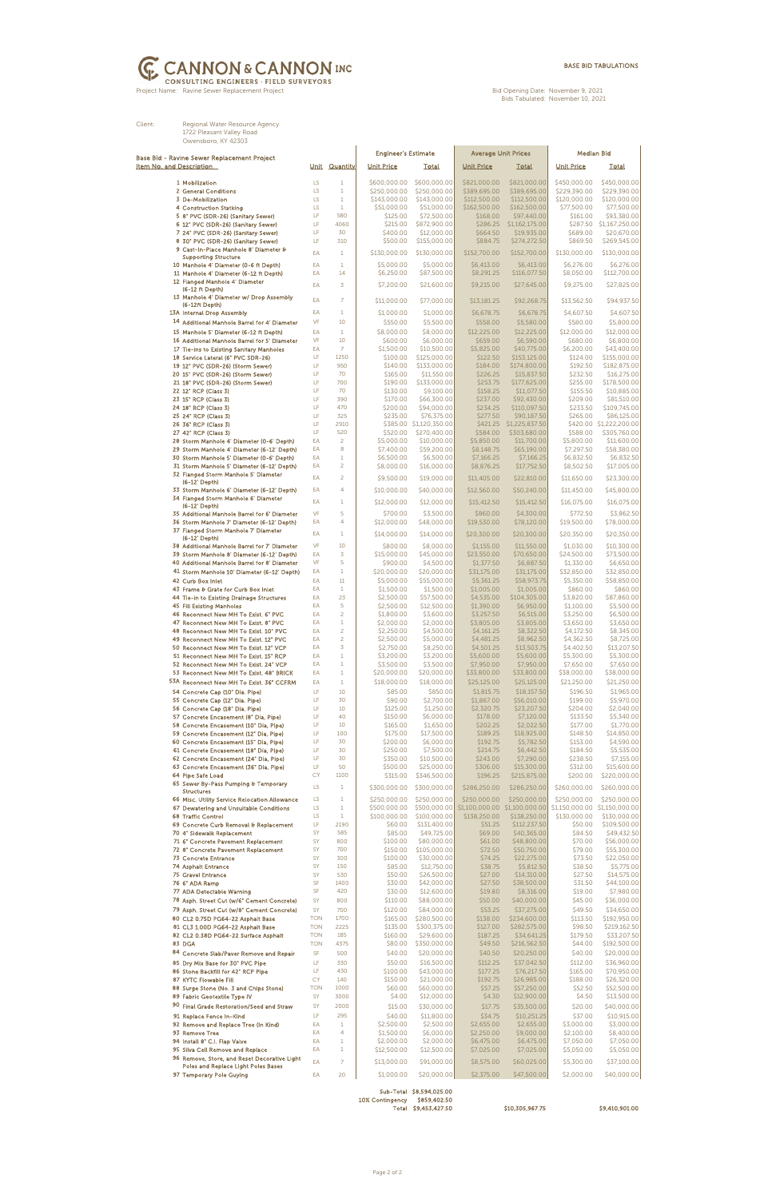# CANNON & CANNON INC

CONSULTING ENGINEERS · FIELD SURVEYORS

**BASE BID TABULATIONS**

Project Name: Ravine Sewer Replacement Project

Bid Opening Date: November 9, 2021
Bids Tabulated: November 10, 2021

Client: Regional Water Resource Agency
1722 Pleasant Valley Road
Owensboro, KY 42303

| Base Bid - Ravine Sewer Replacement Project | | | Engineer's Estimate | | Average Unit Prices | | Median Bid | |
|---|---|---|---|---|---|---|---|---|
| Item No. and Description | Unit | Quantity | Unit Price | Total | Unit Price | Total | Unit Price | Total |
| 1 Mobilization | LS | 1 | $600,000.00 | $600,000.00 | $821,000.00 | $821,000.00 | $450,000.00 | $450,000.00 |
| 2 General Conditions | LS | 1 | $250,000.00 | $250,000.00 | $389,695.00 | $389,695.00 | $229,390.00 | $229,390.00 |
| 3 De-Mobilization | LS | 1 | $143,000.00 | $143,000.00 | $112,500.00 | $112,500.00 | $120,000.00 | $120,000.00 |
| 4 Construction Staking | LS | 1 | $51,000.00 | $51,000.00 | $162,500.00 | $162,500.00 | $77,500.00 | $77,500.00 |
| 5 8" PVC (SDR-26) (Sanitary Sewer) | LF | 580 | $125.00 | $72,500.00 | $168.00 | $97,440.00 | $161.00 | $93,380.00 |
| 6 12" PVC (SDR-26) (Sanitary Sewer) | LF | 4060 | $215.00 | $872,900.00 | $286.25 | $1,162,175.00 | $287.50 | $1,167,250.00 |
| 7 24" PVC (SDR-26) (Sanitary Sewer) | LF | 30 | $400.00 | $12,000.00 | $664.50 | $19,935.00 | $689.00 | $20,670.00 |
| 8 30" PVC (SDR-26) (Sanitary Sewer) | LF | 310 | $500.00 | $155,000.00 | $884.75 | $274,272.50 | $869.50 | $269,545.00 |
| 9 Cast-In-Place Manhole 8' Diameter & Supporting Structure | EA | 1 | $130,000.00 | $130,000.00 | $152,700.00 | $152,700.00 | $130,000.00 | $130,000.00 |
| 10 Manhole 4' Diameter (0-6 ft Depth) | EA | 1 | $5,000.00 | $5,000.00 | $6,413.00 | $6,413.00 | $6,276.00 | $6,276.00 |
| 11 Manhole 4' Diameter (6-12 ft Depth) | EA | 14 | $6,250.00 | $87,500.00 | $8,291.25 | $116,077.50 | $8,050.00 | $112,700.00 |
| 12 Flanged Manhole 4' Diameter (6-12 ft Depth) | EA | 3 | $7,200.00 | $21,600.00 | $9,215.00 | $27,645.00 | $9,275.00 | $27,825.00 |
| 13 Manhole 4' Diameter w/ Drop Assembly (6-12ft Depth) | EA | 7 | $11,000.00 | $77,000.00 | $13,181.25 | $92,268.75 | $13,562.50 | $94,937.50 |
| 13A Internal Drop Assembly | EA | 1 | $1,000.00 | $1,000.00 | $6,678.75 | $6,678.75 | $4,607.50 | $4,607.50 |
| 14 Additional Manhole Barrel for 4' Diameter | VF | 10 | $550.00 | $5,500.00 | $558.00 | $5,580.00 | $580.00 | $5,800.00 |
| 15 Manhole 5' Diameter (6-12 ft Depth) | EA | 1 | $8,000.00 | $8,000.00 | $12,225.00 | $12,225.00 | $12,000.00 | $12,000.00 |
| 16 Additional Manhole Barrel for 5' Diameter | VF | 10 | $600.00 | $6,000.00 | $659.00 | $6,590.00 | $680.00 | $6,800.00 |
| 17 Tie-ins to Existing Sanitary Manholes | EA | 7 | $1,500.00 | $10,500.00 | $5,825.00 | $40,775.00 | $6,200.00 | $43,400.00 |
| 18 Service Lateral (6" PVC SDR-26) | LF | 1250 | $120.00 | $150,000.00 | $122.50 | $153,125.00 | $124.00 | $155,000.00 |
| 19 12" PVC (SDR-26) (Storm Sewer) | LF | 950 | $140.00 | $133,000.00 | $184.00 | $174,800.00 | $192.50 | $182,875.00 |
| 20 15" PVC (SDR-26) (Storm Sewer) | LF | 70 | $165.00 | $11,550.00 | $226.25 | $15,837.50 | $232.50 | $16,275.00 |
| 21 18" PVC (SDR-26) (Storm Sewer) | LF | 700 | $190.00 | $133,000.00 | $253.75 | $177,625.00 | $255.00 | $178,500.00 |
| 22 12" RCP (Class 3) | LF | 70 | $130.00 | $9,100.00 | $158.25 | $11,077.50 | $155.50 | $10,885.00 |
| 23 15" RCP (Class 3) | LF | 390 | $170.00 | $66,300.00 | $237.00 | $92,430.00 | $209.00 | $81,510.00 |
| 24 18" RCP (Class 3) | LF | 470 | $200.00 | $94,000.00 | $234.25 | $110,097.50 | $233.50 | $109,745.00 |
| 25 24" RCP (Class 3) | LF | 325 | $235.00 | $76,375.00 | $277.50 | $90,187.50 | $265.00 | $86,125.00 |
| 26 36" RCP (Class 3) | LF | 2910 | $385.00 | $1,120,350.00 | $421.25 | $1,225,837.50 | $420.00 | $1,222,200.00 |
| 27 42" RCP (Class 3) | LF | 520 | $520.00 | $270,400.00 | $584.00 | $303,680.00 | $588.00 | $305,760.00 |
| 28 Storm Manhole 4' Diameter (0-6' Depth) | EA | 2 | $5,000.00 | $10,000.00 | $5,850.00 | $11,700.00 | $5,800.00 | $11,600.00 |
| 29 Storm Manhole 4' Diameter (6-12' Depth) | EA | 8 | $7,400.00 | $59,200.00 | $8,148.75 | $65,190.00 | $7,297.50 | $58,380.00 |
| 30 Storm Manhole 5' Diameter (0-6' Depth) | EA | 1 | $6,500.00 | $6,500.00 | $7,166.25 | $7,166.25 | $6,832.50 | $6,832.50 |
| 31 Storm Manhole 5' Diameter (6-12' Depth) | EA | 2 | $8,000.00 | $16,000.00 | $8,876.25 | $17,752.50 | $8,502.50 | $17,005.00 |
| 32 Flanged Storm Manhole 5' Diameter (6-12' Depth) | EA | 2 | $9,500.00 | $19,000.00 | $11,405.00 | $22,810.00 | $11,650.00 | $23,300.00 |
| 33 Storm Manhole 6' Diameter (6-12' Depth) | EA | 4 | $10,000.00 | $40,000.00 | $12,560.00 | $50,240.00 | $11,450.00 | $45,800.00 |
| 34 Flanged Storm Manhole 6' Diameter (6-12' Depth) | EA | 1 | $12,000.00 | $12,000.00 | $15,412.50 | $15,412.50 | $16,075.00 | $16,075.00 |
| 35 Additional Manhole Barrel for 6' Diameter | VF | 5 | $700.00 | $3,500.00 | $860.00 | $4,300.00 | $772.50 | $3,862.50 |
| 36 Storm Manhole 7' Diameter (6-12' Depth) | EA | 4 | $12,000.00 | $48,000.00 | $19,530.00 | $78,120.00 | $19,500.00 | $78,000.00 |
| 37 Flanged Storm Manhole 7' Diameter (6-12' Depth) | EA | 1 | $14,000.00 | $14,000.00 | $20,300.00 | $20,300.00 | $20,350.00 | $20,350.00 |
| 38 Additional Manhole Barrel for 7' Diameter | VF | 10 | $800.00 | $8,000.00 | $1,155.00 | $11,550.00 | $1,030.00 | $10,300.00 |
| 39 Storm Manhole 8' Diameter (6-12' Depth) | EA | 3 | $15,000.00 | $45,000.00 | $23,550.00 | $70,650.00 | $24,500.00 | $73,500.00 |
| 40 Additional Manhole Barrel for 8' Diameter | VF | 5 | $900.00 | $4,500.00 | $1,377.50 | $6,887.50 | $1,330.00 | $6,650.00 |
| 41 Storm Manhole 10' Diameter (6-12' Depth) | EA | 1 | $20,000.00 | $20,000.00 | $31,175.00 | $31,175.00 | $32,850.00 | $32,850.00 |
| 42 Curb Box Inlet | EA | 11 | $5,000.00 | $55,000.00 | $5,361.25 | $58,973.75 | $5,350.00 | $58,850.00 |
| 43 Frame & Grate for Curb Box Inlet | EA | 1 | $1,500.00 | $1,500.00 | $1,005.00 | $1,005.00 | $860.00 | $860.00 |
| 44 Tie-in to Existing Drainage Structures | EA | 23 | $2,500.00 | $57,500.00 | $4,535.00 | $104,305.00 | $3,820.00 | $87,860.00 |
| 45 Fill Existing Manholes | EA | 5 | $2,500.00 | $12,500.00 | $1,390.00 | $6,950.00 | $1,100.00 | $5,500.00 |
| 46 Reconnect New MH To Exist. 6" PVC | EA | 2 | $1,800.00 | $3,600.00 | $3,257.50 | $6,515.00 | $3,250.00 | $6,500.00 |
| 47 Reconnect New MH To Exist. 8" PVC | EA | 1 | $2,000.00 | $2,000.00 | $3,805.00 | $3,805.00 | $3,650.00 | $3,650.00 |
| 48 Reconnect New MH To Exist. 10" PVC | EA | 2 | $2,250.00 | $4,500.00 | $4,161.25 | $8,322.50 | $4,172.50 | $8,345.00 |
| 49 Reconnect New MH To Exist. 12" PVC | EA | 2 | $2,500.00 | $5,000.00 | $4,481.25 | $8,962.50 | $4,362.50 | $8,725.00 |
| 50 Reconnect New MH To Exist. 12" VCP | EA | 3 | $2,750.00 | $8,250.00 | $4,501.25 | $13,503.75 | $4,402.50 | $13,207.50 |
| 51 Reconnect New MH To Exist. 15" RCP | EA | 1 | $3,200.00 | $3,200.00 | $5,600.00 | $5,600.00 | $5,300.00 | $5,300.00 |
| 52 Reconnect New MH To Exist. 24" VCP | EA | 1 | $3,500.00 | $3,500.00 | $7,950.00 | $7,950.00 | $7,650.00 | $7,650.00 |
| 53 Reconnect New MH To Exist. 48" BRICK | EA | 1 | $20,000.00 | $20,000.00 | $33,800.00 | $33,800.00 | $38,000.00 | $38,000.00 |
| 53A Reconnect New MH To Exist. 36" CCFRM | EA | 1 | $18,000.00 | $18,000.00 | $25,125.00 | $25,125.00 | $21,250.00 | $21,250.00 |
| 54 Concrete Cap (10" Dia. Pipe) | LF | 10 | $85.00 | $850.00 | $1,815.75 | $18,157.50 | $196.50 | $1,965.00 |
| 55 Concrete Cap (12" Dia. Pipe) | LF | 30 | $90.00 | $2,700.00 | $1,867.00 | $56,010.00 | $199.00 | $5,970.00 |
| 56 Concrete Cap (18" Dia. Pipe) | LF | 10 | $125.00 | $1,250.00 | $2,320.75 | $23,207.50 | $204.00 | $2,040.00 |
| 57 Concrete Encasement (8" Dia. Pipe) | LF | 40 | $150.00 | $6,000.00 | $178.00 | $7,120.00 | $133.50 | $5,340.00 |
| 58 Concrete Encasement (10" Dia. Pipe) | LF | 10 | $165.00 | $1,650.00 | $202.25 | $2,022.50 | $177.00 | $1,770.00 |
| 59 Concrete Encasement (12" Dia. Pipe) | LF | 100 | $175.00 | $17,500.00 | $189.25 | $18,925.00 | $148.50 | $14,850.00 |
| 60 Concrete Encasement (15" Dia. Pipe) | LF | 30 | $200.00 | $6,000.00 | $192.75 | $5,782.50 | $153.00 | $4,590.00 |
| 61 Concrete Encasement (18" Dia. Pipe) | LF | 30 | $250.00 | $7,500.00 | $214.75 | $6,442.50 | $184.50 | $5,535.00 |
| 62 Concrete Encasement (24" Dia. Pipe) | LF | 30 | $350.00 | $10,500.00 | $243.00 | $7,290.00 | $238.50 | $7,155.00 |
| 63 Concrete Encasement (36" Dia. Pipe) | LF | 50 | $500.00 | $25,000.00 | $306.00 | $15,300.00 | $312.00 | $15,600.00 |
| 64 Pipe Safe Load | CY | 1100 | $315.00 | $346,500.00 | $196.25 | $215,875.00 | $200.00 | $220,000.00 |
| 65 Sewer By-Pass Pumping & Temporary Structures | LS | 1 | $300,000.00 | $300,000.00 | $286,250.00 | $286,250.00 | $260,000.00 | $260,000.00 |
| 66 Misc. Utility Service Relocation Allowance | LS | 1 | $250,000.00 | $250,000.00 | $250,000.00 | $250,000.00 | $250,000.00 | $250,000.00 |
| 67 Dewatering and Unsuitable Conditions | LS | 1 | $500,000.00 | $500,000.00 | $1,100,000.00 | $1,100,000.00 | $1,150,000.00 | $1,150,000.00 |
| 68 Traffic Control | LS | 1 | $100,000.00 | $100,000.00 | $138,250.00 | $138,250.00 | $130,000.00 | $130,000.00 |
| 69 Concrete Curb Removal & Replacement | LF | 2190 | $60.00 | $131,400.00 | $51.25 | $112,237.50 | $50.00 | $109,500.00 |
| 70 4" Sidewalk Replacement | SY | 585 | $85.00 | $49,725.00 | $69.00 | $40,365.00 | $84.50 | $49,432.50 |
| 71 6" Concrete Pavement Replacement | SY | 800 | $100.00 | $80,000.00 | $61.00 | $48,800.00 | $70.00 | $56,000.00 |
| 72 8" Concrete Pavement Replacement | SY | 700 | $150.00 | $105,000.00 | $72.50 | $50,750.00 | $79.00 | $55,300.00 |
| 73 Concrete Entrance | SY | 300 | $100.00 | $30,000.00 | $74.25 | $22,275.00 | $73.50 | $22,050.00 |
| 74 Asphalt Entrance | SY | 150 | $85.00 | $12,750.00 | $38.75 | $5,812.50 | $38.50 | $5,775.00 |
| 75 Gravel Entrance | SY | 530 | $50.00 | $26,500.00 | $27.00 | $14,310.00 | $27.50 | $14,575.00 |
| 76 6" ADA Ramp | SF | 1400 | $30.00 | $42,000.00 | $27.50 | $38,500.00 | $31.50 | $44,100.00 |
| 77 ADA Detectable Warning | SF | 420 | $30.00 | $12,600.00 | $19.80 | $8,316.00 | $19.00 | $7,980.00 |
| 78 Asph. Street Cut (w/6" Cement Concrete) | SY | 800 | $110.00 | $88,000.00 | $50.00 | $40,000.00 | $45.00 | $36,000.00 |
| 79 Asph. Street Cut (w/8" Cement Concrete) | SY | 700 | $120.00 | $84,000.00 | $53.25 | $37,275.00 | $49.50 | $34,650.00 |
| 80 CL2 0.75D PG64-22 Asphalt Base | TON | 1700 | $165.00 | $280,500.00 | $138.00 | $234,600.00 | $113.50 | $192,950.00 |
| 81 CL3 1.00D PG64-22 Asphalt Base | TON | 2225 | $135.00 | $300,375.00 | $127.00 | $282,575.00 | $98.50 | $219,162.50 |
| 82 CL2 0.38D PG64-22 Surface Asphalt | TON | 185 | $160.00 | $29,600.00 | $187.25 | $34,641.25 | $179.50 | $33,207.50 |
| 83 DGA | TON | 4375 | $80.00 | $350,000.00 | $49.50 | $216,562.50 | $44.00 | $192,500.00 |
| 84 Concrete Slab/Paver Remove and Repair | SF | 500 | $40.00 | $20,000.00 | $40.50 | $20,250.00 | $40.00 | $20,000.00 |
| 85 Dry Mix Base for 30" PVC Pipe | LF | 330 | $50.00 | $16,500.00 | $112.25 | $37,042.50 | $112.00 | $36,960.00 |
| 86 Stone Backfill for 42" RCP Pipe | LF | 430 | $100.00 | $43,000.00 | $177.25 | $76,217.50 | $165.00 | $70,950.00 |
| 87 KYTC Flowable Fill | CY | 140 | $150.00 | $21,000.00 | $192.75 | $26,985.00 | $188.00 | $26,320.00 |
| 88 Surge Stone (No. 3 and Chips Stone) | TON | 1000 | $60.00 | $60,000.00 | $57.25 | $57,250.00 | $52.50 | $52,500.00 |
| 89 Fabric Geotextile Type IV | SY | 3000 | $4.00 | $12,000.00 | $4.30 | $12,900.00 | $4.50 | $13,500.00 |
| 90 Final Grade Restoration/Seed and Straw | SY | 2000 | $15.00 | $30,000.00 | $17.75 | $35,500.00 | $20.00 | $40,000.00 |
| 91 Replace Fence In-Kind | LF | 295 | $40.00 | $11,800.00 | $34.75 | $10,251.25 | $37.00 | $10,915.00 |
| 92 Remove and Replace Tree (In Kind) | EA | 1 | $2,500.00 | $2,500.00 | $2,655.00 | $2,655.00 | $3,000.00 | $3,000.00 |
| 93 Remove Tree | EA | 4 | $1,500.00 | $6,000.00 | $2,250.00 | $9,000.00 | $2,100.00 | $8,400.00 |
| 94 Install 8" C.I. Flap Valve | EA | 1 | $2,000.00 | $2,000.00 | $6,475.00 | $6,475.00 | $7,050.00 | $7,050.00 |
| 95 Silva Cell Remove and Replace | EA | 1 | $12,500.00 | $12,500.00 | $7,025.00 | $7,025.00 | $5,050.00 | $5,050.00 |
| 96 Remove, Store, and Reset Decorative Light Poles and Replace Light Poles Bases | EA | 7 | $13,000.00 | $91,000.00 | $8,575.00 | $60,025.00 | $5,300.00 | $37,100.00 |
| 97 Temporary Pole Guying | EA | 20 | $1,000.00 | $20,000.00 | $2,375.00 | $47,500.00 | $2,000.00 | $40,000.00 |
| | | | Sub-Total | $8,594,025.00 | | | | |
| | | | 10% Contingency | $859,402.50 | | | | |
| | | | Total | $9,453,427.50 | | $10,305,967.75 | | $9,410,901.00 |